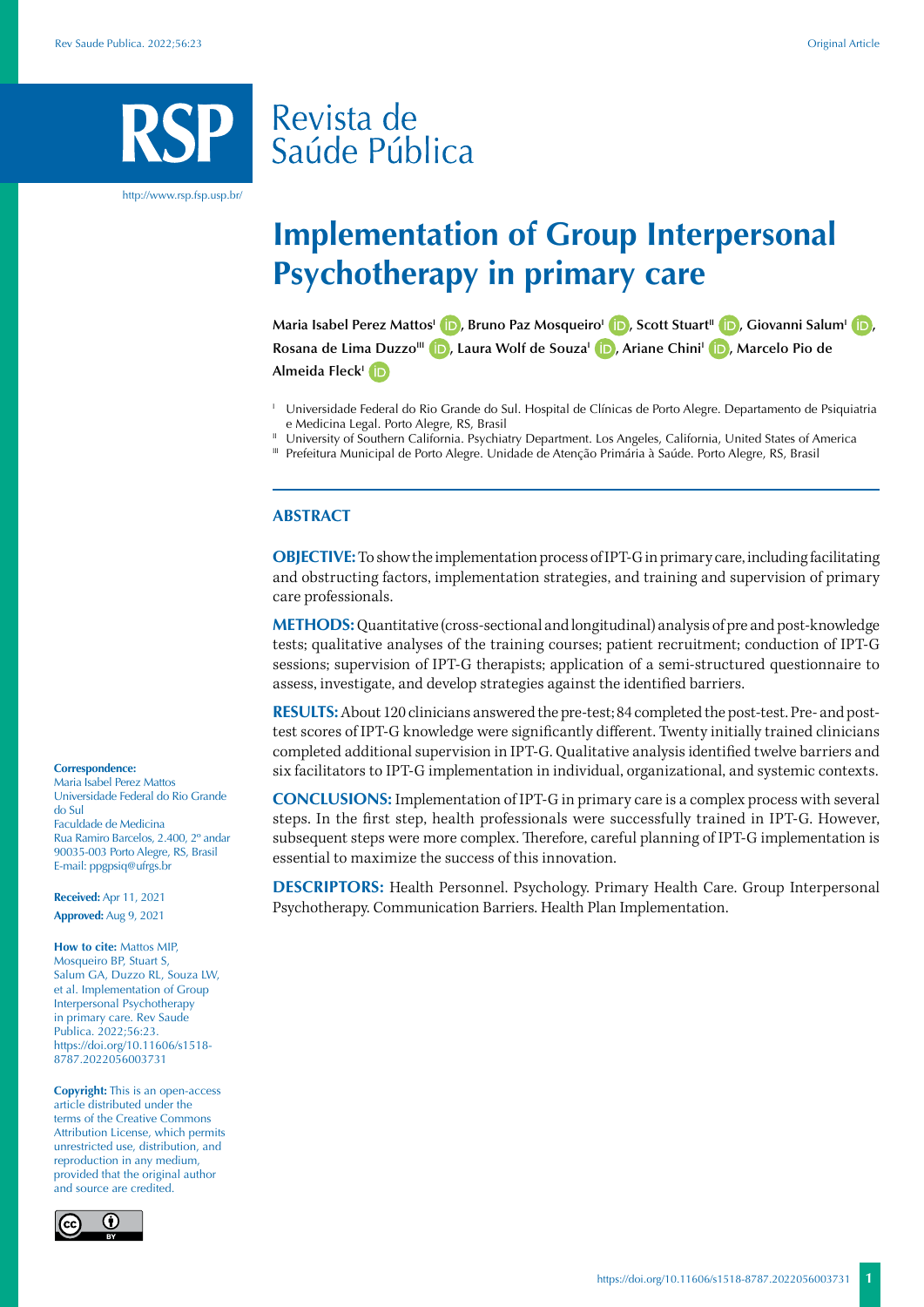# Implementation of Group Interpersonal Psychotherapy in primary care

Maria Isabel Perez Mattos[I], Bruno Paz Mosqueiro[I], Scott Stuart[II], Giovanni Salum[I], Rosana de Lima Duzzo[III], Laura Wolf de Souza[I], Ariane Chini[I], Marcelo Pio de Almeida Fleck[I]

[I] Universidade Federal do Rio Grande do Sul. Hospital de Clínicas de Porto Alegre. Departamento de Psiquiatria e Medicina Legal. Porto Alegre, RS, Brasil

[II] University of Southern California. Psychiatry Department. Los Angeles, California, United States of America

[III] Prefeitura Municipal de Porto Alegre. Unidade de Atenção Primária à Saúde. Porto Alegre, RS, Brasil

## ABSTRACT

**OBJECTIVE:** To show the implementation process of IPT-G in primary care, including facilitating and obstructing factors, implementation strategies, and training and supervision of primary care professionals.

**METHODS:** Quantitative (cross-sectional and longitudinal) analysis of pre and post-knowledge tests; qualitative analyses of the training courses; patient recruitment; conduction of IPT-G sessions; supervision of IPT-G therapists; application of a semi-structured questionnaire to assess, investigate, and develop strategies against the identified barriers.

**RESULTS:** About 120 clinicians answered the pre-test; 84 completed the post-test. Pre- and post-test scores of IPT-G knowledge were significantly different. Twenty initially trained clinicians completed additional supervision in IPT-G. Qualitative analysis identified twelve barriers and six facilitators to IPT-G implementation in individual, organizational, and systemic contexts.

**CONCLUSIONS:** Implementation of IPT-G in primary care is a complex process with several steps. In the first step, health professionals were successfully trained in IPT-G. However, subsequent steps were more complex. Therefore, careful planning of IPT-G implementation is essential to maximize the success of this innovation.

**DESCRIPTORS:** Health Personnel. Psychology. Primary Health Care. Group Interpersonal Psychotherapy. Communication Barriers. Health Plan Implementation.

**Correspondence:**
Maria Isabel Perez Mattos
Universidade Federal do Rio Grande do Sul
Faculdade de Medicina
Rua Ramiro Barcelos, 2.400, 2º andar
90035-003 Porto Alegre, RS, Brasil
E-mail: ppgpsiq@ufrgs.br

**Received:** Apr 11, 2021
**Approved:** Aug 9, 2021

**How to cite:** Mattos MIP, Mosqueiro BP, Stuart S, Salum GA, Duzzo RL, Souza LW, et al. Implementation of Group Interpersonal Psychotherapy in primary care. Rev Saude Publica. 2022;56:23. https://doi.org/10.11606/s1518-8787.2022056003731

**Copyright:** This is an open-access article distributed under the terms of the Creative Commons Attribution License, which permits unrestricted use, distribution, and reproduction in any medium, provided that the original author and source are credited.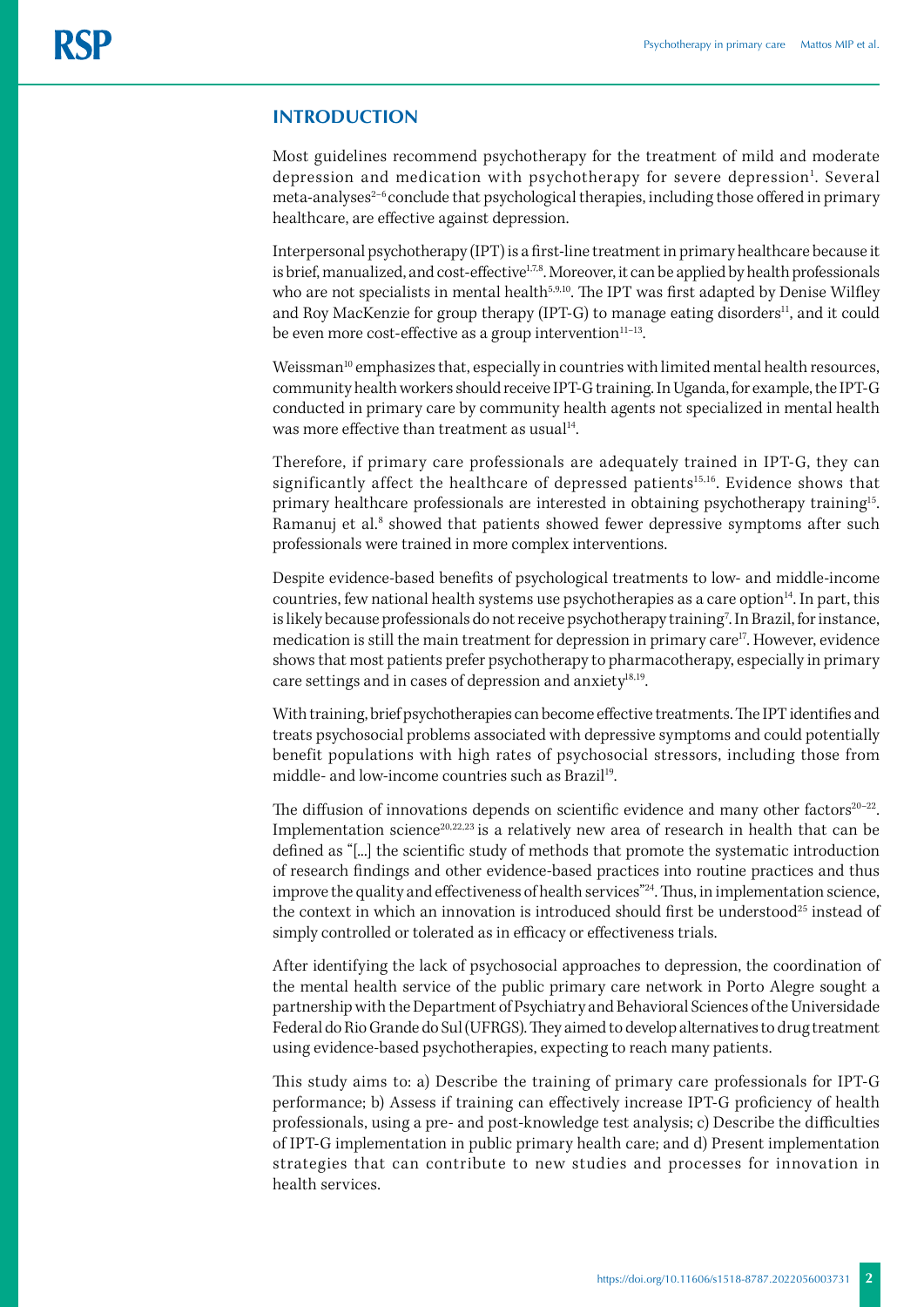## INTRODUCTION

Most guidelines recommend psychotherapy for the treatment of mild and moderate depression and medication with psychotherapy for severe depression[1]. Several meta-analyses[2–6] conclude that psychological therapies, including those offered in primary healthcare, are effective against depression.

Interpersonal psychotherapy (IPT) is a first-line treatment in primary healthcare because it is brief, manualized, and cost-effective[1,7,8]. Moreover, it can be applied by health professionals who are not specialists in mental health[5,9,10]. The IPT was first adapted by Denise Wilfley and Roy MacKenzie for group therapy (IPT-G) to manage eating disorders[11], and it could be even more cost-effective as a group intervention[11–13].

Weissman[10] emphasizes that, especially in countries with limited mental health resources, community health workers should receive IPT-G training. In Uganda, for example, the IPT-G conducted in primary care by community health agents not specialized in mental health was more effective than treatment as usual[14].

Therefore, if primary care professionals are adequately trained in IPT-G, they can significantly affect the healthcare of depressed patients[15,16]. Evidence shows that primary healthcare professionals are interested in obtaining psychotherapy training[15]. Ramanuj et al.[8] showed that patients showed fewer depressive symptoms after such professionals were trained in more complex interventions.

Despite evidence-based benefits of psychological treatments to low- and middle-income countries, few national health systems use psychotherapies as a care option[14]. In part, this is likely because professionals do not receive psychotherapy training[7]. In Brazil, for instance, medication is still the main treatment for depression in primary care[17]. However, evidence shows that most patients prefer psychotherapy to pharmacotherapy, especially in primary care settings and in cases of depression and anxiety[18,19].

With training, brief psychotherapies can become effective treatments. The IPT identifies and treats psychosocial problems associated with depressive symptoms and could potentially benefit populations with high rates of psychosocial stressors, including those from middle- and low-income countries such as Brazil[19].

The diffusion of innovations depends on scientific evidence and many other factors[20–22]. Implementation science[20,22,23] is a relatively new area of research in health that can be defined as "[...] the scientific study of methods that promote the systematic introduction of research findings and other evidence-based practices into routine practices and thus improve the quality and effectiveness of health services"[24]. Thus, in implementation science, the context in which an innovation is introduced should first be understood[25] instead of simply controlled or tolerated as in efficacy or effectiveness trials.

After identifying the lack of psychosocial approaches to depression, the coordination of the mental health service of the public primary care network in Porto Alegre sought a partnership with the Department of Psychiatry and Behavioral Sciences of the Universidade Federal do Rio Grande do Sul (UFRGS). They aimed to develop alternatives to drug treatment using evidence-based psychotherapies, expecting to reach many patients.

This study aims to: a) Describe the training of primary care professionals for IPT-G performance; b) Assess if training can effectively increase IPT-G proficiency of health professionals, using a pre- and post-knowledge test analysis; c) Describe the difficulties of IPT-G implementation in public primary health care; and d) Present implementation strategies that can contribute to new studies and processes for innovation in health services.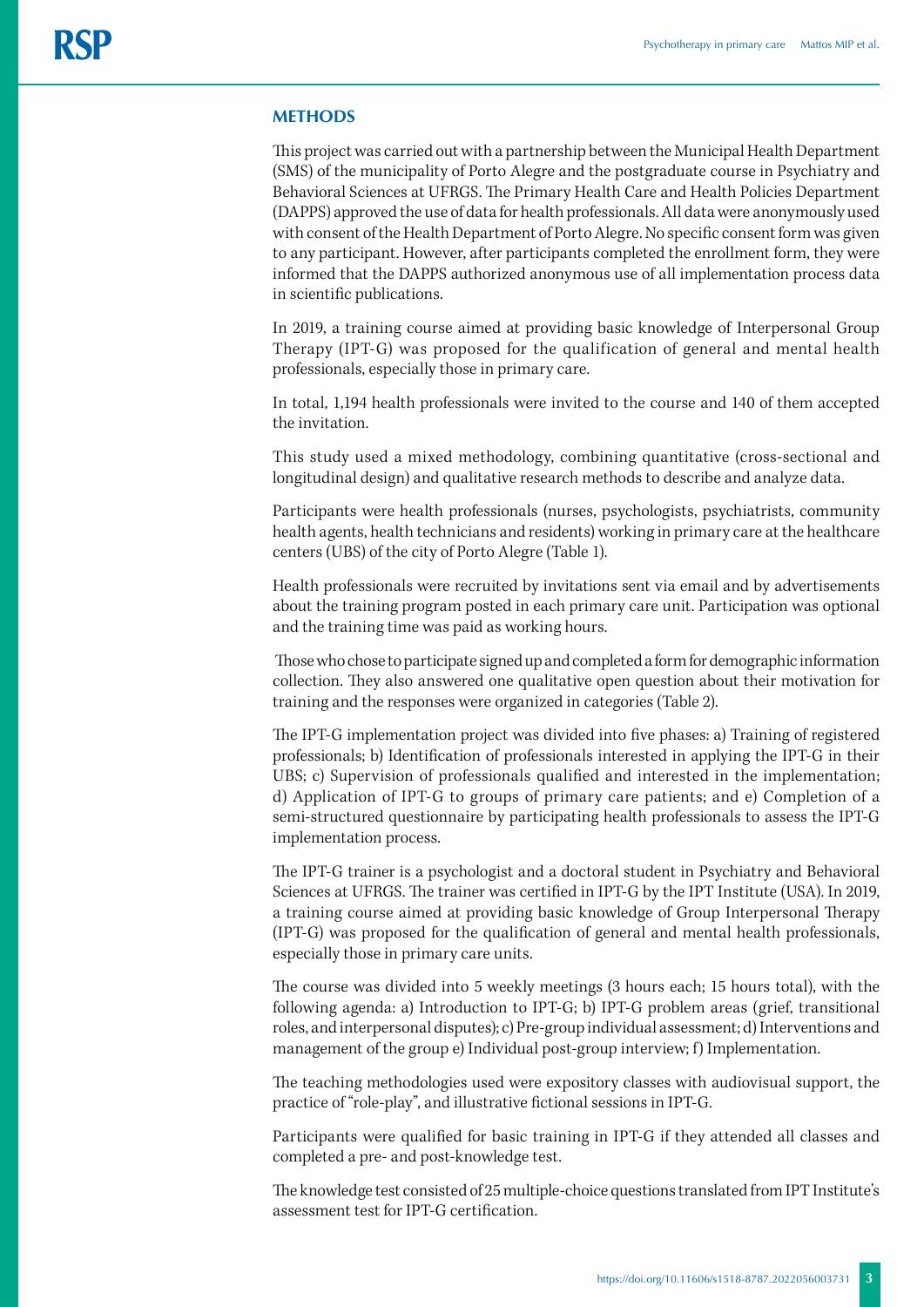## METHODS

This project was carried out with a partnership between the Municipal Health Department (SMS) of the municipality of Porto Alegre and the postgraduate course in Psychiatry and Behavioral Sciences at UFRGS. The Primary Health Care and Health Policies Department (DAPPS) approved the use of data for health professionals. All data were anonymously used with consent of the Health Department of Porto Alegre. No specific consent form was given to any participant. However, after participants completed the enrollment form, they were informed that the DAPPS authorized anonymous use of all implementation process data in scientific publications.

In 2019, a training course aimed at providing basic knowledge of Interpersonal Group Therapy (IPT-G) was proposed for the qualification of general and mental health professionals, especially those in primary care.

In total, 1,194 health professionals were invited to the course and 140 of them accepted the invitation.

This study used a mixed methodology, combining quantitative (cross-sectional and longitudinal design) and qualitative research methods to describe and analyze data.

Participants were health professionals (nurses, psychologists, psychiatrists, community health agents, health technicians and residents) working in primary care at the healthcare centers (UBS) of the city of Porto Alegre (Table 1).

Health professionals were recruited by invitations sent via email and by advertisements about the training program posted in each primary care unit. Participation was optional and the training time was paid as working hours.

Those who chose to participate signed up and completed a form for demographic information collection. They also answered one qualitative open question about their motivation for training and the responses were organized in categories (Table 2).

The IPT-G implementation project was divided into five phases: a) Training of registered professionals; b) Identification of professionals interested in applying the IPT-G in their UBS; c) Supervision of professionals qualified and interested in the implementation; d) Application of IPT-G to groups of primary care patients; and e) Completion of a semi-structured questionnaire by participating health professionals to assess the IPT-G implementation process.

The IPT-G trainer is a psychologist and a doctoral student in Psychiatry and Behavioral Sciences at UFRGS. The trainer was certified in IPT-G by the IPT Institute (USA). In 2019, a training course aimed at providing basic knowledge of Group Interpersonal Therapy (IPT-G) was proposed for the qualification of general and mental health professionals, especially those in primary care units.

The course was divided into 5 weekly meetings (3 hours each; 15 hours total), with the following agenda: a) Introduction to IPT-G; b) IPT-G problem areas (grief, transitional roles, and interpersonal disputes); c) Pre-group individual assessment; d) Interventions and management of the group e) Individual post-group interview; f) Implementation.

The teaching methodologies used were expository classes with audiovisual support, the practice of "role-play", and illustrative fictional sessions in IPT-G.

Participants were qualified for basic training in IPT-G if they attended all classes and completed a pre- and post-knowledge test.

The knowledge test consisted of 25 multiple-choice questions translated from IPT Institute's assessment test for IPT-G certification.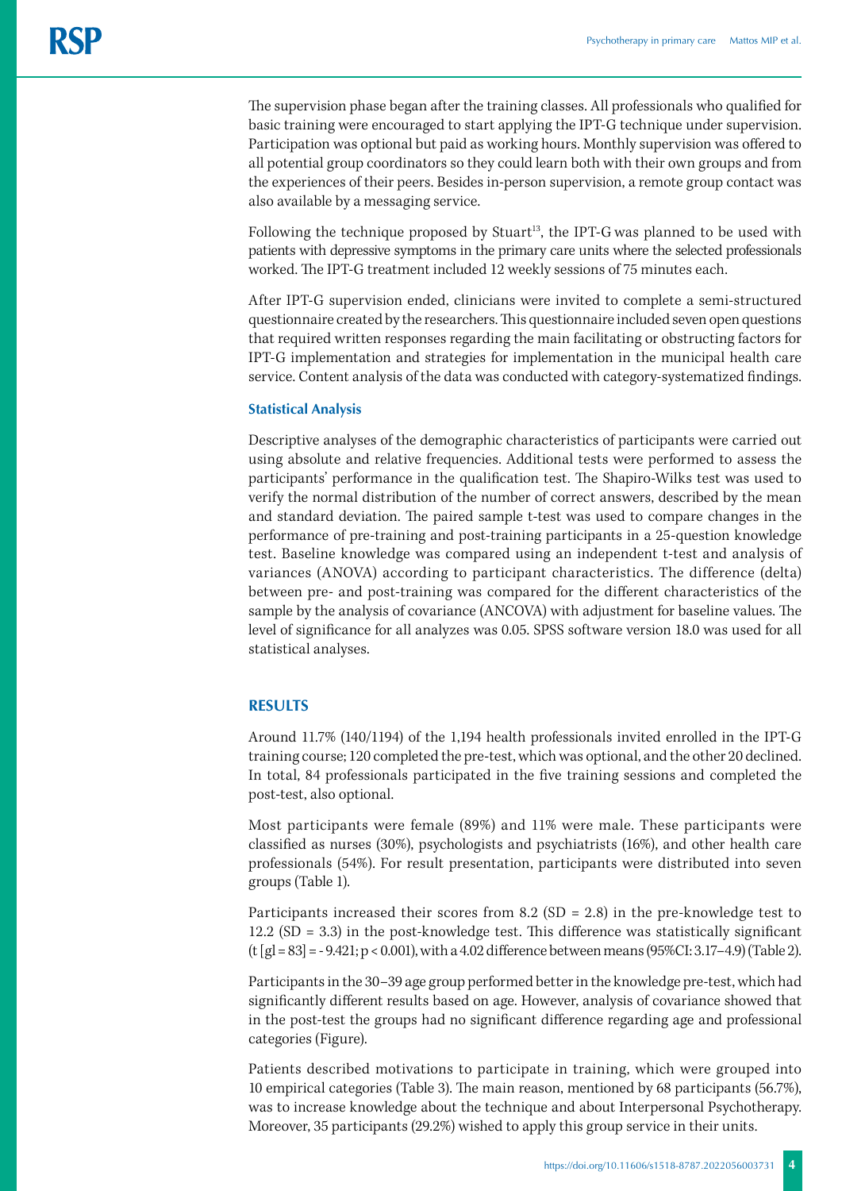The supervision phase began after the training classes. All professionals who qualified for basic training were encouraged to start applying the IPT-G technique under supervision. Participation was optional but paid as working hours. Monthly supervision was offered to all potential group coordinators so they could learn both with their own groups and from the experiences of their peers. Besides in-person supervision, a remote group contact was also available by a messaging service.

Following the technique proposed by Stuart[13], the IPT-G was planned to be used with patients with depressive symptoms in the primary care units where the selected professionals worked. The IPT-G treatment included 12 weekly sessions of 75 minutes each.

After IPT-G supervision ended, clinicians were invited to complete a semi-structured questionnaire created by the researchers. This questionnaire included seven open questions that required written responses regarding the main facilitating or obstructing factors for IPT-G implementation and strategies for implementation in the municipal health care service. Content analysis of the data was conducted with category-systematized findings.

### Statistical Analysis

Descriptive analyses of the demographic characteristics of participants were carried out using absolute and relative frequencies. Additional tests were performed to assess the participants' performance in the qualification test. The Shapiro-Wilks test was used to verify the normal distribution of the number of correct answers, described by the mean and standard deviation. The paired sample t-test was used to compare changes in the performance of pre-training and post-training participants in a 25-question knowledge test. Baseline knowledge was compared using an independent t-test and analysis of variances (ANOVA) according to participant characteristics. The difference (delta) between pre- and post-training was compared for the different characteristics of the sample by the analysis of covariance (ANCOVA) with adjustment for baseline values. The level of significance for all analyzes was 0.05. SPSS software version 18.0 was used for all statistical analyses.

## RESULTS

Around 11.7% (140/1194) of the 1,194 health professionals invited enrolled in the IPT-G training course; 120 completed the pre-test, which was optional, and the other 20 declined. In total, 84 professionals participated in the five training sessions and completed the post-test, also optional.

Most participants were female (89%) and 11% were male. These participants were classified as nurses (30%), psychologists and psychiatrists (16%), and other health care professionals (54%). For result presentation, participants were distributed into seven groups (Table 1).

Participants increased their scores from 8.2 (SD = 2.8) in the pre-knowledge test to 12.2 (SD = 3.3) in the post-knowledge test. This difference was statistically significant ($t$ [gl = 83] = - 9.421; $p < 0.001$), with a 4.02 difference between means (95%CI: 3.17–4.9) (Table 2).

Participants in the 30–39 age group performed better in the knowledge pre-test, which had significantly different results based on age. However, analysis of covariance showed that in the post-test the groups had no significant difference regarding age and professional categories (Figure).

Patients described motivations to participate in training, which were grouped into 10 empirical categories (Table 3). The main reason, mentioned by 68 participants (56.7%), was to increase knowledge about the technique and about Interpersonal Psychotherapy. Moreover, 35 participants (29.2%) wished to apply this group service in their units.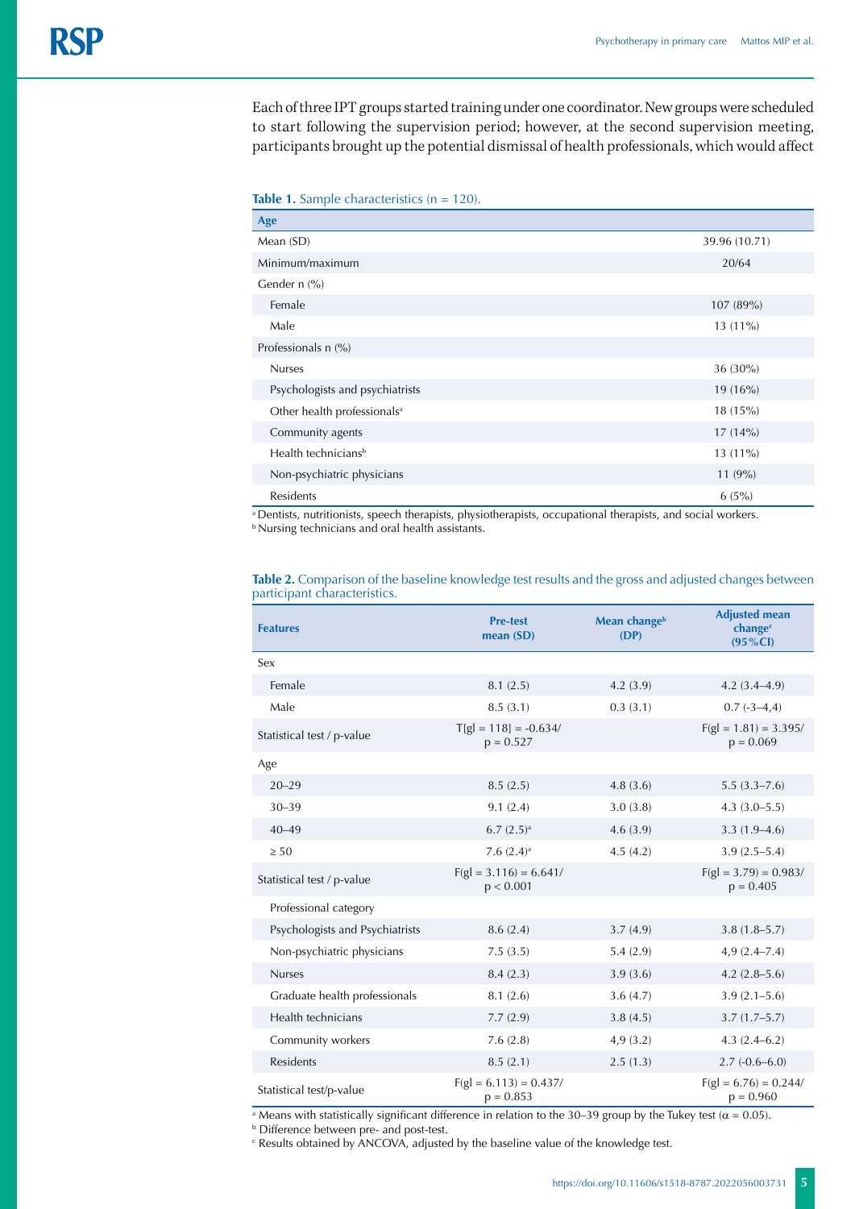Each of three IPT groups started training under one coordinator. New groups were scheduled to start following the supervision period; however, at the second supervision meeting, participants brought up the potential dismissal of health professionals, which would affect

**Table 1.** Sample characteristics (n = 120).

| Age | |
|---|---|
| Mean (SD) | 39.96 (10.71) |
| Minimum/maximum | 20/64 |
| Gender n (%) | |
| Female | 107 (89%) |
| Male | 13 (11%) |
| Professionals n (%) | |
| Nurses | 36 (30%) |
| Psychologists and psychiatrists | 19 (16%) |
| Other health professionals[a] | 18 (15%) |
| Community agents | 17 (14%) |
| Health technicians[b] | 13 (11%) |
| Non-psychiatric physicians | 11 (9%) |
| Residents | 6 (5%) |

[a] Dentists, nutritionists, speech therapists, physiotherapists, occupational therapists, and social workers.
[b] Nursing technicians and oral health assistants.

**Table 2.** Comparison of the baseline knowledge test results and the gross and adjusted changes between participant characteristics.

| Features | Pre-test mean (SD) | Mean change[b] (DP) | Adjusted mean change[c] (95%CI) |
|---|---|---|---|
| Sex | | | |
| Female | 8.1 (2.5) | 4.2 (3.9) | 4.2 (3.4–4.9) |
| Male | 8.5 (3.1) | 0.3 (3.1) | 0.7 (-3–4,4) |
| Statistical test / p-value | T[gl = 118] = -0.634/ p = 0.527 | | F(gl = 1.81) = 3.395/ p = 0.069 |
| Age | | | |
| 20–29 | 8.5 (2.5) | 4.8 (3.6) | 5.5 (3.3–7.6) |
| 30–39 | 9.1 (2.4) | 3.0 (3.8) | 4.3 (3.0–5.5) |
| 40–49 | 6.7 (2.5)[a] | 4.6 (3.9) | 3.3 (1.9–4.6) |
| ≥ 50 | 7.6 (2.4)[a] | 4.5 (4.2) | 3.9 (2.5–5.4) |
| Statistical test / p-value | F(gl = 3.116) = 6.641/ p < 0.001 | | F(gl = 3.79) = 0.983/ p = 0.405 |
| Professional category | | | |
| Psychologists and Psychiatrists | 8.6 (2.4) | 3.7 (4.9) | 3.8 (1.8–5.7) |
| Non-psychiatric physicians | 7.5 (3.5) | 5.4 (2.9) | 4,9 (2.4–7.4) |
| Nurses | 8.4 (2.3) | 3.9 (3.6) | 4.2 (2.8–5.6) |
| Graduate health professionals | 8.1 (2.6) | 3.6 (4.7) | 3.9 (2.1–5.6) |
| Health technicians | 7.7 (2.9) | 3.8 (4.5) | 3.7 (1.7–5.7) |
| Community workers | 7.6 (2.8) | 4,9 (3.2) | 4.3 (2.4–6.2) |
| Residents | 8.5 (2.1) | 2.5 (1.3) | 2.7 (-0.6–6.0) |
| Statistical test/p-value | F(gl = 6.113) = 0.437/ p = 0.853 | | F(gl = 6.76) = 0.244/ p = 0.960 |

[a] Means with statistically significant difference in relation to the 30–39 group by the Tukey test (α = 0.05).
[b] Difference between pre- and post-test.
[c] Results obtained by ANCOVA, adjusted by the baseline value of the knowledge test.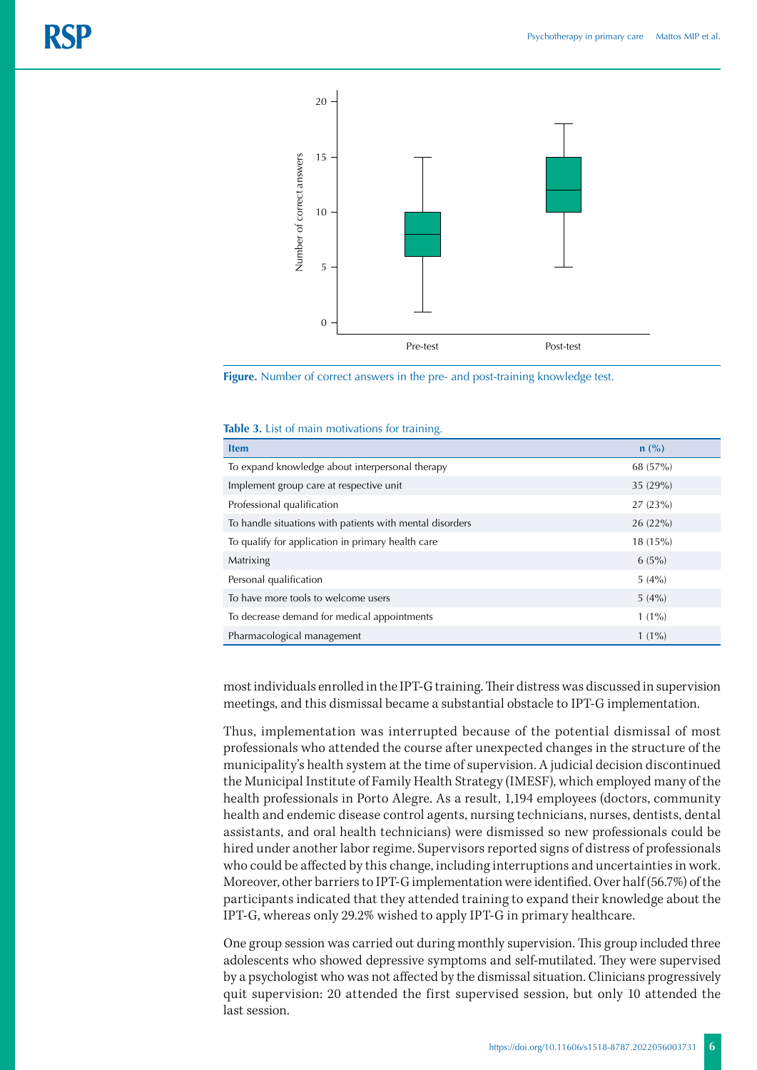**Figure.** Number of correct answers in the pre- and post-training knowledge test.

**Table 3.** List of main motivations for training.

| Item | n (%) |
|---|---|
| To expand knowledge about interpersonal therapy | 68 (57%) |
| Implement group care at respective unit | 35 (29%) |
| Professional qualification | 27 (23%) |
| To handle situations with patients with mental disorders | 26 (22%) |
| To qualify for application in primary health care | 18 (15%) |
| Matrixing | 6 (5%) |
| Personal qualification | 5 (4%) |
| To have more tools to welcome users | 5 (4%) |
| To decrease demand for medical appointments | 1 (1%) |
| Pharmacological management | 1 (1%) |

most individuals enrolled in the IPT-G training. Their distress was discussed in supervision meetings, and this dismissal became a substantial obstacle to IPT-G implementation.

Thus, implementation was interrupted because of the potential dismissal of most professionals who attended the course after unexpected changes in the structure of the municipality's health system at the time of supervision. A judicial decision discontinued the Municipal Institute of Family Health Strategy (IMESF), which employed many of the health professionals in Porto Alegre. As a result, 1,194 employees (doctors, community health and endemic disease control agents, nursing technicians, nurses, dentists, dental assistants, and oral health technicians) were dismissed so new professionals could be hired under another labor regime. Supervisors reported signs of distress of professionals who could be affected by this change, including interruptions and uncertainties in work. Moreover, other barriers to IPT-G implementation were identified. Over half (56.7%) of the participants indicated that they attended training to expand their knowledge about the IPT-G, whereas only 29.2% wished to apply IPT-G in primary healthcare.

One group session was carried out during monthly supervision. This group included three adolescents who showed depressive symptoms and self-mutilated. They were supervised by a psychologist who was not affected by the dismissal situation. Clinicians progressively quit supervision: 20 attended the first supervised session, but only 10 attended the last session.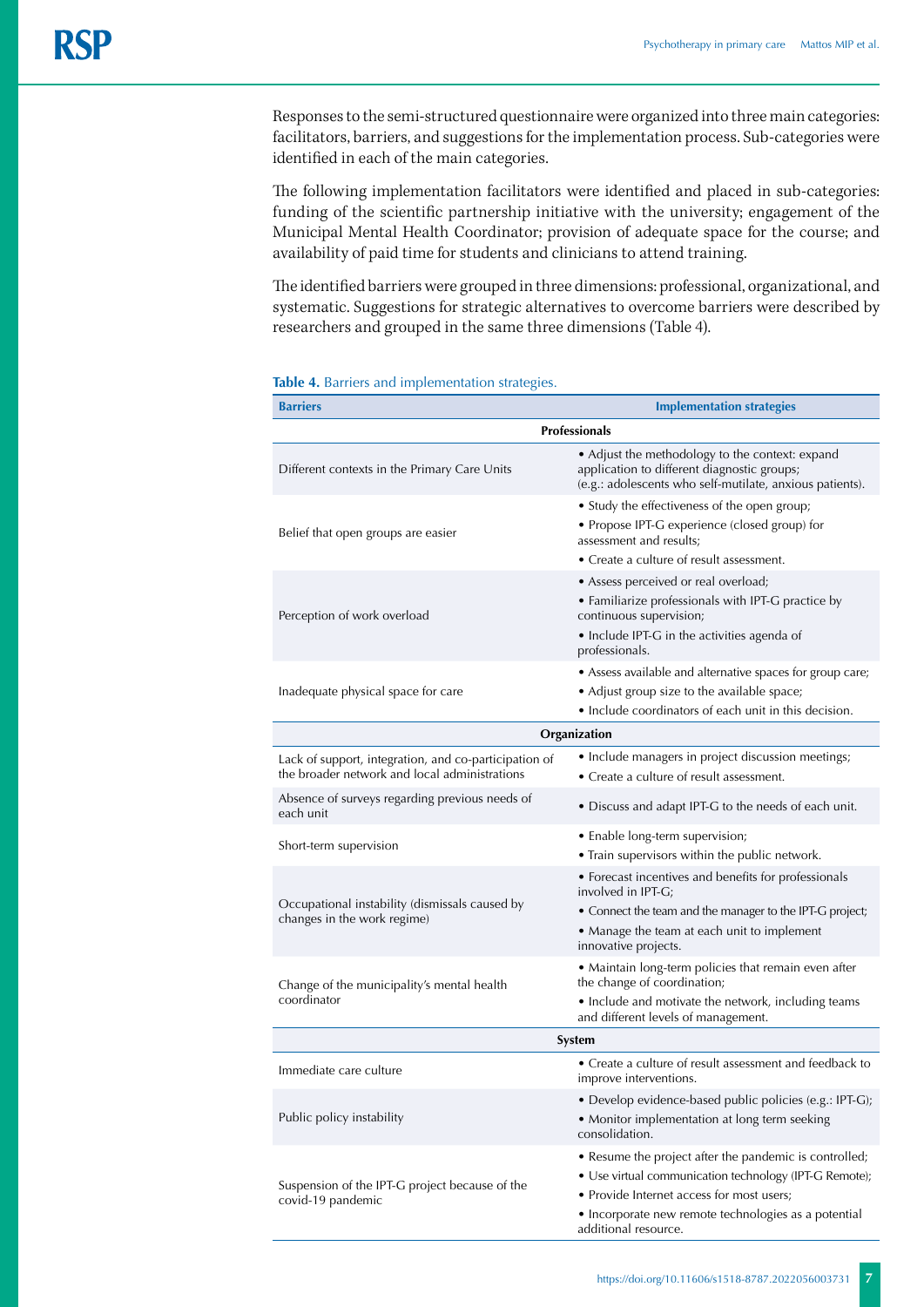Responses to the semi-structured questionnaire were organized into three main categories: facilitators, barriers, and suggestions for the implementation process. Sub-categories were identified in each of the main categories.

The following implementation facilitators were identified and placed in sub-categories: funding of the scientific partnership initiative with the university; engagement of the Municipal Mental Health Coordinator; provision of adequate space for the course; and availability of paid time for students and clinicians to attend training.

The identified barriers were grouped in three dimensions: professional, organizational, and systematic. Suggestions for strategic alternatives to overcome barriers were described by researchers and grouped in the same three dimensions (Table 4).

**Table 4.** Barriers and implementation strategies.

| Barriers | Implementation strategies |
|---|---|
| **Professionals** | |
| Different contexts in the Primary Care Units | • Adjust the methodology to the context: expand application to different diagnostic groups; (e.g.: adolescents who self-mutilate, anxious patients). |
| Belief that open groups are easier | • Study the effectiveness of the open group; • Propose IPT-G experience (closed group) for assessment and results; • Create a culture of result assessment. |
| Perception of work overload | • Assess perceived or real overload; • Familiarize professionals with IPT-G practice by continuous supervision; • Include IPT-G in the activities agenda of professionals. |
| Inadequate physical space for care | • Assess available and alternative spaces for group care; • Adjust group size to the available space; • Include coordinators of each unit in this decision. |
| **Organization** | |
| Lack of support, integration, and co-participation of the broader network and local administrations | • Include managers in project discussion meetings; • Create a culture of result assessment. |
| Absence of surveys regarding previous needs of each unit | • Discuss and adapt IPT-G to the needs of each unit. |
| Short-term supervision | • Enable long-term supervision; • Train supervisors within the public network. |
| Occupational instability (dismissals caused by changes in the work regime) | • Forecast incentives and benefits for professionals involved in IPT-G; • Connect the team and the manager to the IPT-G project; • Manage the team at each unit to implement innovative projects. |
| Change of the municipality's mental health coordinator | • Maintain long-term policies that remain even after the change of coordination; • Include and motivate the network, including teams and different levels of management. |
| **System** | |
| Immediate care culture | • Create a culture of result assessment and feedback to improve interventions. |
| Public policy instability | • Develop evidence-based public policies (e.g.: IPT-G); • Monitor implementation at long term seeking consolidation. |
| Suspension of the IPT-G project because of the covid-19 pandemic | • Resume the project after the pandemic is controlled; • Use virtual communication technology (IPT-G Remote); • Provide Internet access for most users; • Incorporate new remote technologies as a potential additional resource. |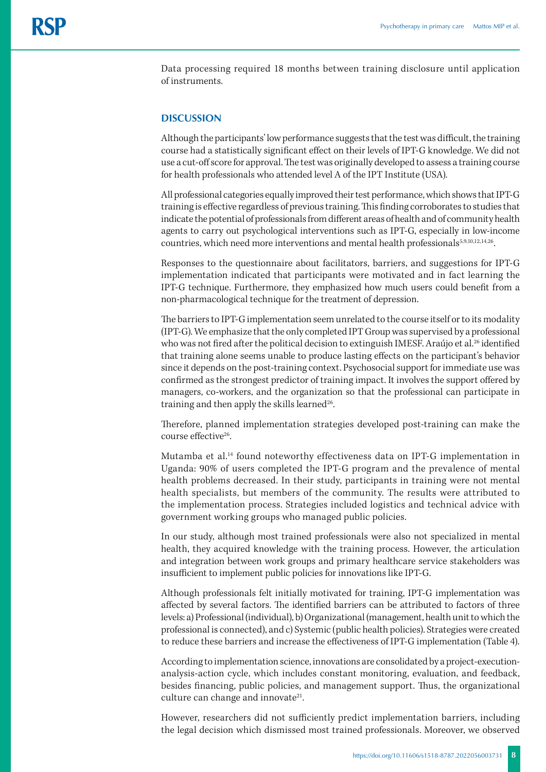Data processing required 18 months between training disclosure until application of instruments.

## DISCUSSION

Although the participants' low performance suggests that the test was difficult, the training course had a statistically significant effect on their levels of IPT-G knowledge. We did not use a cut-off score for approval. The test was originally developed to assess a training course for health professionals who attended level A of the IPT Institute (USA).

All professional categories equally improved their test performance, which shows that IPT-G training is effective regardless of previous training. This finding corroborates to studies that indicate the potential of professionals from different areas of health and of community health agents to carry out psychological interventions such as IPT-G, especially in low-income countries, which need more interventions and mental health professionals[5,9,10,12,14,26].

Responses to the questionnaire about facilitators, barriers, and suggestions for IPT-G implementation indicated that participants were motivated and in fact learning the IPT-G technique. Furthermore, they emphasized how much users could benefit from a non-pharmacological technique for the treatment of depression.

The barriers to IPT-G implementation seem unrelated to the course itself or to its modality (IPT-G). We emphasize that the only completed IPT Group was supervised by a professional who was not fired after the political decision to extinguish IMESF. Araújo et al.[26] identified that training alone seems unable to produce lasting effects on the participant's behavior since it depends on the post-training context. Psychosocial support for immediate use was confirmed as the strongest predictor of training impact. It involves the support offered by managers, co-workers, and the organization so that the professional can participate in training and then apply the skills learned[26].

Therefore, planned implementation strategies developed post-training can make the course effective[26].

Mutamba et al.[14] found noteworthy effectiveness data on IPT-G implementation in Uganda: 90% of users completed the IPT-G program and the prevalence of mental health problems decreased. In their study, participants in training were not mental health specialists, but members of the community. The results were attributed to the implementation process. Strategies included logistics and technical advice with government working groups who managed public policies.

In our study, although most trained professionals were also not specialized in mental health, they acquired knowledge with the training process. However, the articulation and integration between work groups and primary healthcare service stakeholders was insufficient to implement public policies for innovations like IPT-G.

Although professionals felt initially motivated for training, IPT-G implementation was affected by several factors. The identified barriers can be attributed to factors of three levels: a) Professional (individual), b) Organizational (management, health unit to which the professional is connected), and c) Systemic (public health policies). Strategies were created to reduce these barriers and increase the effectiveness of IPT-G implementation (Table 4).

According to implementation science, innovations are consolidated by a project-execution-analysis-action cycle, which includes constant monitoring, evaluation, and feedback, besides financing, public policies, and management support. Thus, the organizational culture can change and innovate[21].

However, researchers did not sufficiently predict implementation barriers, including the legal decision which dismissed most trained professionals. Moreover, we observed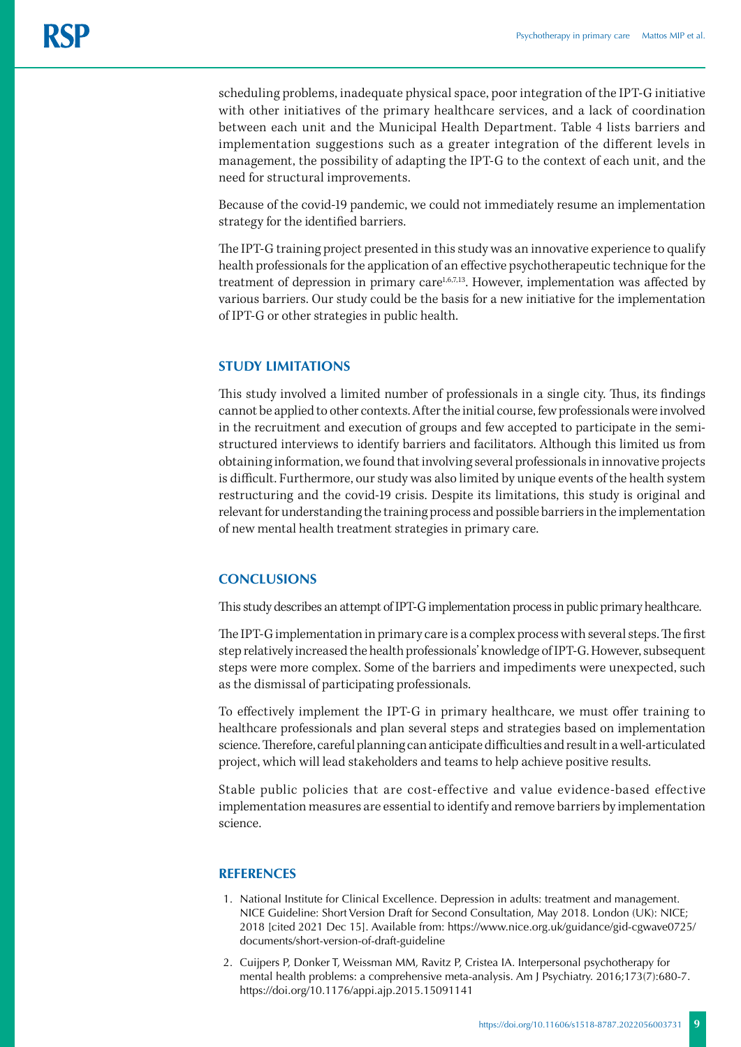scheduling problems, inadequate physical space, poor integration of the IPT-G initiative with other initiatives of the primary healthcare services, and a lack of coordination between each unit and the Municipal Health Department. Table 4 lists barriers and implementation suggestions such as a greater integration of the different levels in management, the possibility of adapting the IPT-G to the context of each unit, and the need for structural improvements.

Because of the covid-19 pandemic, we could not immediately resume an implementation strategy for the identified barriers.

The IPT-G training project presented in this study was an innovative experience to qualify health professionals for the application of an effective psychotherapeutic technique for the treatment of depression in primary care[1,6,7,13]. However, implementation was affected by various barriers. Our study could be the basis for a new initiative for the implementation of IPT-G or other strategies in public health.

## STUDY LIMITATIONS

This study involved a limited number of professionals in a single city. Thus, its findings cannot be applied to other contexts. After the initial course, few professionals were involved in the recruitment and execution of groups and few accepted to participate in the semi-structured interviews to identify barriers and facilitators. Although this limited us from obtaining information, we found that involving several professionals in innovative projects is difficult. Furthermore, our study was also limited by unique events of the health system restructuring and the covid-19 crisis. Despite its limitations, this study is original and relevant for understanding the training process and possible barriers in the implementation of new mental health treatment strategies in primary care.

## CONCLUSIONS

This study describes an attempt of IPT-G implementation process in public primary healthcare.

The IPT-G implementation in primary care is a complex process with several steps. The first step relatively increased the health professionals' knowledge of IPT-G. However, subsequent steps were more complex. Some of the barriers and impediments were unexpected, such as the dismissal of participating professionals.

To effectively implement the IPT-G in primary healthcare, we must offer training to healthcare professionals and plan several steps and strategies based on implementation science. Therefore, careful planning can anticipate difficulties and result in a well-articulated project, which will lead stakeholders and teams to help achieve positive results.

Stable public policies that are cost-effective and value evidence-based effective implementation measures are essential to identify and remove barriers by implementation science.

## REFERENCES

1. National Institute for Clinical Excellence. Depression in adults: treatment and management. NICE Guideline: Short Version Draft for Second Consultation, May 2018. London (UK): NICE; 2018 [cited 2021 Dec 15]. Available from: https://www.nice.org.uk/guidance/gid-cgwave0725/documents/short-version-of-draft-guideline
2. Cuijpers P, Donker T, Weissman MM, Ravitz P, Cristea IA. Interpersonal psychotherapy for mental health problems: a comprehensive meta-analysis. Am J Psychiatry. 2016;173(7):680-7. https://doi.org/10.1176/appi.ajp.2015.15091141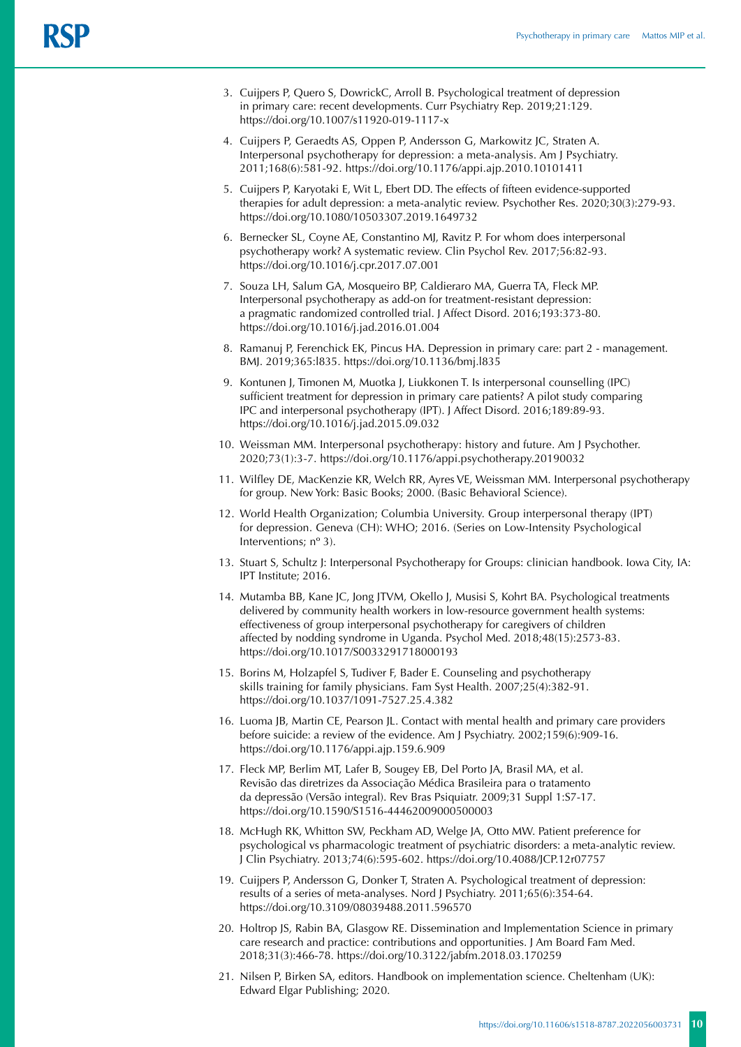3. Cuijpers P, Quero S, DowrickC, Arroll B. Psychological treatment of depression in primary care: recent developments. Curr Psychiatry Rep. 2019;21:129. https://doi.org/10.1007/s11920-019-1117-x

4. Cuijpers P, Geraedts AS, Oppen P, Andersson G, Markowitz JC, Straten A. Interpersonal psychotherapy for depression: a meta-analysis. Am J Psychiatry. 2011;168(6):581-92. https://doi.org/10.1176/appi.ajp.2010.10101411

5. Cuijpers P, Karyotaki E, Wit L, Ebert DD. The effects of fifteen evidence-supported therapies for adult depression: a meta-analytic review. Psychother Res. 2020;30(3):279-93. https://doi.org/10.1080/10503307.2019.1649732

6. Bernecker SL, Coyne AE, Constantino MJ, Ravitz P. For whom does interpersonal psychotherapy work? A systematic review. Clin Psychol Rev. 2017;56:82-93. https://doi.org/10.1016/j.cpr.2017.07.001

7. Souza LH, Salum GA, Mosqueiro BP, Caldieraro MA, Guerra TA, Fleck MP. Interpersonal psychotherapy as add-on for treatment-resistant depression: a pragmatic randomized controlled trial. J Affect Disord. 2016;193:373-80. https://doi.org/10.1016/j.jad.2016.01.004

8. Ramanuj P, Ferenchick EK, Pincus HA. Depression in primary care: part 2 - management. BMJ. 2019;365:l835. https://doi.org/10.1136/bmj.l835

9. Kontunen J, Timonen M, Muotka J, Liukkonen T. Is interpersonal counselling (IPC) sufficient treatment for depression in primary care patients? A pilot study comparing IPC and interpersonal psychotherapy (IPT). J Affect Disord. 2016;189:89-93. https://doi.org/10.1016/j.jad.2015.09.032

10. Weissman MM. Interpersonal psychotherapy: history and future. Am J Psychother. 2020;73(1):3-7. https://doi.org/10.1176/appi.psychotherapy.20190032

11. Wilfley DE, MacKenzie KR, Welch RR, Ayres VE, Weissman MM. Interpersonal psychotherapy for group. New York: Basic Books; 2000. (Basic Behavioral Science).

12. World Health Organization; Columbia University. Group interpersonal therapy (IPT) for depression. Geneva (CH): WHO; 2016. (Series on Low-Intensity Psychological Interventions; nº 3).

13. Stuart S, Schultz J: Interpersonal Psychotherapy for Groups: clinician handbook. Iowa City, IA: IPT Institute; 2016.

14. Mutamba BB, Kane JC, Jong JTVM, Okello J, Musisi S, Kohrt BA. Psychological treatments delivered by community health workers in low-resource government health systems: effectiveness of group interpersonal psychotherapy for caregivers of children affected by nodding syndrome in Uganda. Psychol Med. 2018;48(15):2573-83. https://doi.org/10.1017/S0033291718000193

15. Borins M, Holzapfel S, Tudiver F, Bader E. Counseling and psychotherapy skills training for family physicians. Fam Syst Health. 2007;25(4):382-91. https://doi.org/10.1037/1091-7527.25.4.382

16. Luoma JB, Martin CE, Pearson JL. Contact with mental health and primary care providers before suicide: a review of the evidence. Am J Psychiatry. 2002;159(6):909-16. https://doi.org/10.1176/appi.ajp.159.6.909

17. Fleck MP, Berlim MT, Lafer B, Sougey EB, Del Porto JA, Brasil MA, et al. Revisão das diretrizes da Associação Médica Brasileira para o tratamento da depressão (Versão integral). Rev Bras Psiquiatr. 2009;31 Suppl 1:S7-17. https://doi.org/10.1590/S1516-44462009000500003

18. McHugh RK, Whitton SW, Peckham AD, Welge JA, Otto MW. Patient preference for psychological vs pharmacologic treatment of psychiatric disorders: a meta-analytic review. J Clin Psychiatry. 2013;74(6):595-602. https://doi.org/10.4088/JCP.12r07757

19. Cuijpers P, Andersson G, Donker T, Straten A. Psychological treatment of depression: results of a series of meta-analyses. Nord J Psychiatry. 2011;65(6):354-64. https://doi.org/10.3109/08039488.2011.596570

20. Holtrop JS, Rabin BA, Glasgow RE. Dissemination and Implementation Science in primary care research and practice: contributions and opportunities. J Am Board Fam Med. 2018;31(3):466-78. https://doi.org/10.3122/jabfm.2018.03.170259

21. Nilsen P, Birken SA, editors. Handbook on implementation science. Cheltenham (UK): Edward Elgar Publishing; 2020.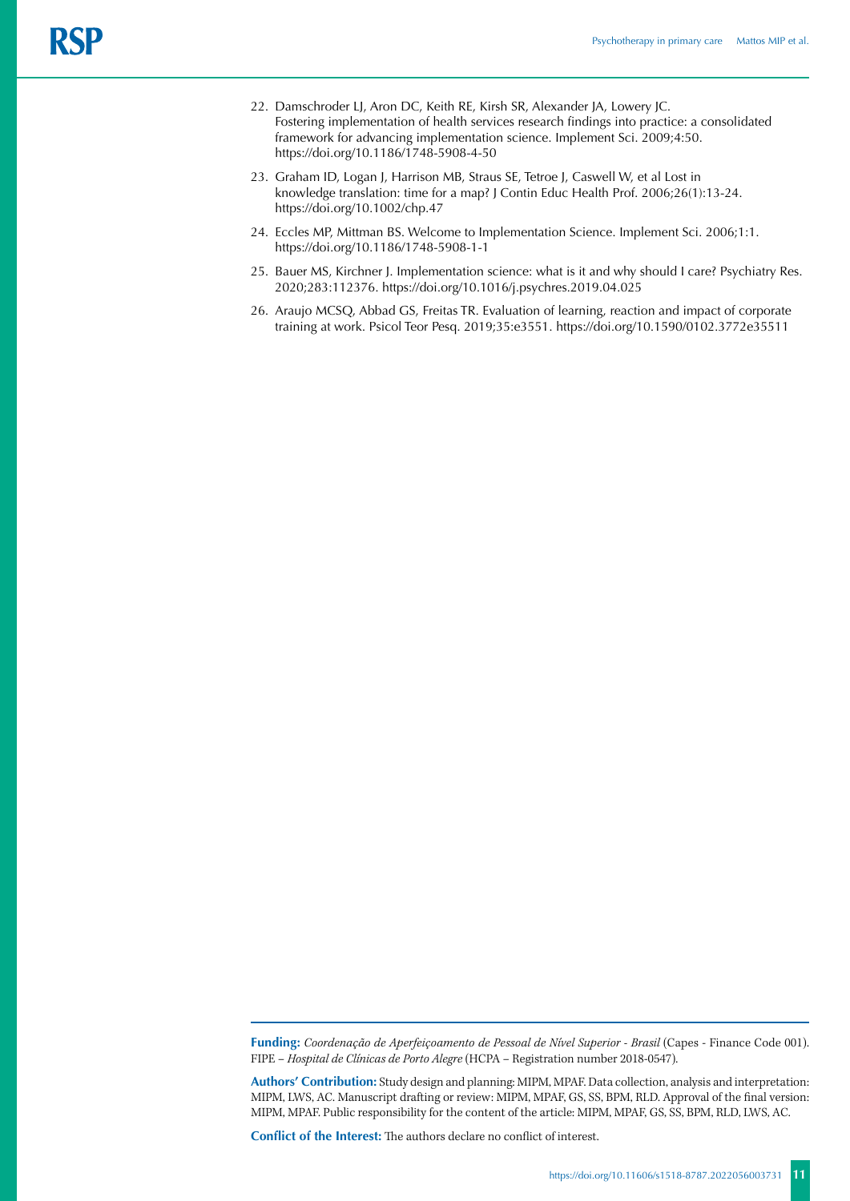22. Damschroder LJ, Aron DC, Keith RE, Kirsh SR, Alexander JA, Lowery JC. Fostering implementation of health services research findings into practice: a consolidated framework for advancing implementation science. Implement Sci. 2009;4:50. https://doi.org/10.1186/1748-5908-4-50

23. Graham ID, Logan J, Harrison MB, Straus SE, Tetroe J, Caswell W, et al Lost in knowledge translation: time for a map? J Contin Educ Health Prof. 2006;26(1):13-24. https://doi.org/10.1002/chp.47

24. Eccles MP, Mittman BS. Welcome to Implementation Science. Implement Sci. 2006;1:1. https://doi.org/10.1186/1748-5908-1-1

25. Bauer MS, Kirchner J. Implementation science: what is it and why should I care? Psychiatry Res. 2020;283:112376. https://doi.org/10.1016/j.psychres.2019.04.025

26. Araujo MCSQ, Abbad GS, Freitas TR. Evaluation of learning, reaction and impact of corporate training at work. Psicol Teor Pesq. 2019;35:e3551. https://doi.org/10.1590/0102.3772e35511

**Funding:** *Coordenação de Aperfeiçoamento de Pessoal de Nível Superior - Brasil* (Capes - Finance Code 001). FIPE – *Hospital de Clínicas de Porto Alegre* (HCPA – Registration number 2018-0547).

**Authors' Contribution:** Study design and planning: MIPM, MPAF. Data collection, analysis and interpretation: MIPM, LWS, AC. Manuscript drafting or review: MIPM, MPAF, GS, SS, BPM, RLD. Approval of the final version: MIPM, MPAF. Public responsibility for the content of the article: MIPM, MPAF, GS, SS, BPM, RLD, LWS, AC.

**Conflict of the Interest:** The authors declare no conflict of interest.